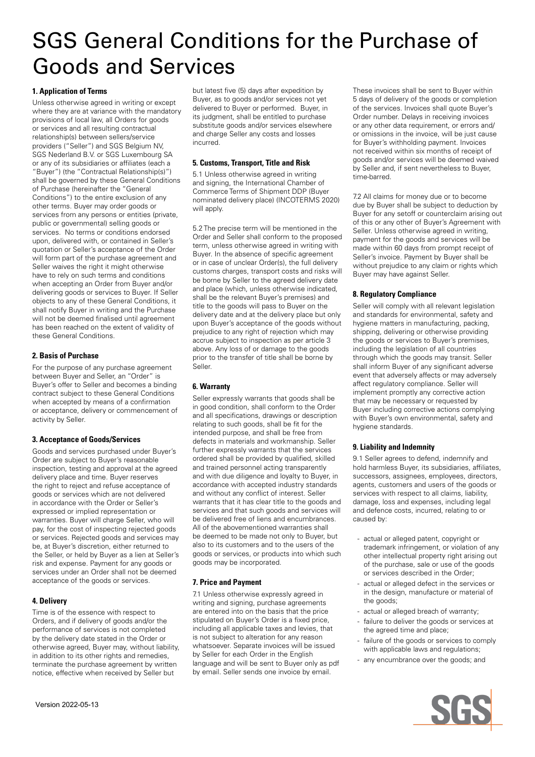# SGS General Conditions for the Purchase of Goods and Services

## 1. Application of Terms

Unless otherwise agreed in writing or except where they are at variance with the mandatory provisions of local law, all Orders for goods or services and all resulting contractual relationship(s) between sellers/service providers ("Seller") and SGS Belgium NV, SGS Nederland B.V. or SGS Luxembourg SA or any of its subsidiaries or affiliates (each a "Buyer") (the "Contractual Relationship(s)") shall be governed by these General Conditions of Purchase (hereinafter the "General Conditions") to the entire exclusion of any other terms. Buyer may order goods or services from any persons or entities (private, public or governmental) selling goods or services. No terms or conditions endorsed upon, delivered with, or contained in Seller's quotation or Seller's acceptance of the Order will form part of the purchase agreement and Seller waives the right it might otherwise have to rely on such terms and conditions when accepting an Order from Buyer and/or delivering goods or services to Buyer. If Seller objects to any of these General Conditions, it shall notify Buyer in writing and the Purchase will not be deemed finalised until agreement has been reached on the extent of validity of these General Conditions.

## 2. Basis of Purchase

For the purpose of any purchase agreement between Buyer and Seller, an "Order" is Buyer's offer to Seller and becomes a binding contract subject to these General Conditions when accepted by means of a confirmation or acceptance, delivery or commencement of activity by Seller.

## 3. Acceptance of Goods/Services

Goods and services purchased under Buyer's Order are subject to Buyer's reasonable inspection, testing and approval at the agreed delivery place and time. Buyer reserves the right to reject and refuse acceptance of goods or services which are not delivered in accordance with the Order or Seller's expressed or implied representation or warranties. Buyer will charge Seller, who will pay, for the cost of inspecting rejected goods or services. Rejected goods and services may be, at Buyer's discretion, either returned to the Seller, or held by Buyer as a lien at Seller's risk and expense. Payment for any goods or services under an Order shall not be deemed acceptance of the goods or services.

## 4. Delivery

Time is of the essence with respect to Orders, and if delivery of goods and/or the performance of services is not completed by the delivery date stated in the Order or otherwise agreed, Buyer may, without liability, in addition to its other rights and remedies, terminate the purchase agreement by written notice, effective when received by Seller but but latest five (5) days after expedition by Buyer, as to goods and/or services not yet delivered to Buyer or performed. Buyer, in its judgment, shall be entitled to purchase substitute goods and/or services elsewhere and charge Seller any costs and losses incurred.

## 5. Customs, Transport, Title and Risk

5.1 Unless otherwise agreed in writing and signing, the International Chamber of Commerce Terms of Shipment DDP (Buyer nominated delivery place) (INCOTERMS 2020) will apply.

5.2 The precise term will be mentioned in the Order and Seller shall conform to the proposed term, unless otherwise agreed in writing with Buyer. In the absence of specific agreement or in case of unclear Order(s), the full delivery customs charges, transport costs and risks will be borne by Seller to the agreed delivery date and place (which, unless otherwise indicated, shall be the relevant Buyer's premises) and title to the goods will pass to Buyer on the delivery date and at the delivery place but only upon Buyer's acceptance of the goods without prejudice to any right of rejection which may accrue subject to inspection as per article 3 above. Any loss of or damage to the goods prior to the transfer of title shall be borne by Seller.

## 6. Warranty

Seller expressly warrants that goods shall be in good condition, shall conform to the Order and all specifications, drawings or description relating to such goods, shall be fit for the intended purpose, and shall be free from defects in materials and workmanship. Seller further expressly warrants that the services ordered shall be provided by qualified, skilled and trained personnel acting transparently and with due diligence and loyalty to Buyer, in accordance with accepted industry standards and without any conflict of interest. Seller warrants that it has clear title to the goods and services and that such goods and services will be delivered free of liens and encumbrances. All of the abovementioned warranties shall be deemed to be made not only to Buyer, but also to its customers and to the users of the goods or services, or products into which such goods may be incorporated.

## 7. Price and Payment

7.1 Unless otherwise expressly agreed in writing and signing, purchase agreements are entered into on the basis that the price stipulated on Buyer's Order is a fixed price, including all applicable taxes and levies, that is not subject to alteration for any reason whatsoever. Separate invoices will be issued by Seller for each Order in the English language and will be sent to Buyer only as pdf by email. Seller sends one invoice by email. These invoices shall be sent to Buyer within 5 days of delivery of the goods or completion of the services. Invoices shall quote Buyer's Order number. Delays in receiving invoices or any other data requirement, or errors and/or omissions in the invoice, will be just cause for Buyer's withholding payment. Invoices not received within six months of receipt of goods and/or services will be deemed waived by Seller and, if sent nevertheless to Buyer, time-barred.

7.2 All claims for money due or to become due by Buyer shall be subject to deduction by Buyer for any setoff or counterclaim arising out of this or any other of Buyer's Agreement with Seller. Unless otherwise agreed in writing, payment for the goods and services will be made within 60 days from prompt receipt of Seller's invoice. Payment by Buyer shall be without prejudice to any claim or rights which Buyer may have against Seller.

## 8. Regulatory Compliance

Seller will comply with all relevant legislation and standards for environmental, safety and hygiene matters in manufacturing, packing, shipping, delivering or otherwise providing the goods or services to Buyer's premises, including the legislation of all countries through which the goods may transit. Seller shall inform Buyer of any significant adverse event that adversely affects or may adversely affect regulatory compliance. Seller will implement promptly any corrective action that may be necessary or requested by Buyer including corrective actions complying with Buyer's own environmental, safety and hygiene standards.

## 9. Liability and Indemnity

9.1 Seller agrees to defend, indemnify and hold harmless Buyer, its subsidiaries, affiliates, successors, assignees, employees, directors, agents, customers and users of the goods or services with respect to all claims, liability, damage, loss and expenses, including legal and defence costs, incurred, relating to or caused by:

- actual or alleged patent, copyright or trademark infringement, or violation of any other intellectual property right arising out of the purchase, sale or use of the goods or services described in the Order;
- actual or alleged defect in the services or in the design, manufacture or material of the goods;
- actual or alleged breach of warranty;
- failure to deliver the goods or services at the agreed time and place;
- failure of the goods or services to comply with applicable laws and regulations;
- any encumbrance over the goods; and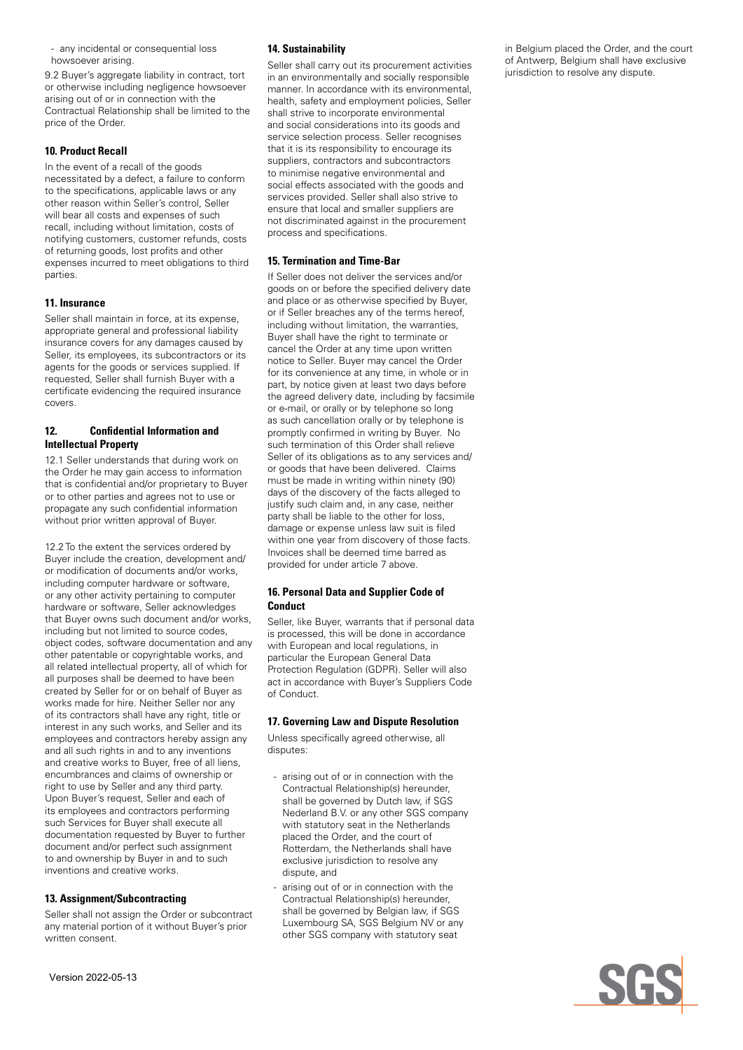- any incidental or consequential loss howsoever arising.

9.2 Buyer's aggregate liability in contract, tort or otherwise including negligence howsoever arising out of or in connection with the Contractual Relationship shall be limited to the price of the Order.

### 10. Product Recall

In the event of a recall of the goods necessitated by a defect, a failure to conform to the specifications, applicable laws or any other reason within Seller's control, Seller will bear all costs and expenses of such recall, including without limitation, costs of notifying customers, customer refunds, costs of returning goods, lost profits and other expenses incurred to meet obligations to third parties.

### 11. Insurance

Seller shall maintain in force, at its expense, appropriate general and professional liability insurance covers for any damages caused by Seller, its employees, its subcontractors or its agents for the goods or services supplied. If requested, Seller shall furnish Buyer with a certificate evidencing the required insurance covers.

### 12. Confidential Information and Intellectual Property

12.1 Seller understands that during work on the Order he may gain access to information that is confidential and/or proprietary to Buyer or to other parties and agrees not to use or propagate any such confidential information without prior written approval of Buyer.

12.2 To the extent the services ordered by Buyer include the creation, development and/or modification of documents and/or works, including computer hardware or software, or any other activity pertaining to computer hardware or software, Seller acknowledges that Buyer owns such document and/or works, including but not limited to source codes, object codes, software documentation and any other patentable or copyrightable works, and all related intellectual property, all of which for all purposes shall be deemed to have been created by Seller for or on behalf of Buyer as works made for hire. Neither Seller nor any of its contractors shall have any right, title or interest in any such works, and Seller and its employees and contractors hereby assign any and all such rights in and to any inventions and creative works to Buyer, free of all liens, encumbrances and claims of ownership or right to use by Seller and any third party. Upon Buyer's request, Seller and each of its employees and contractors performing such Services for Buyer shall execute all documentation requested by Buyer to further document and/or perfect such assignment to and ownership by Buyer in and to such inventions and creative works.

### 13. Assignment/Subcontracting

Seller shall not assign the Order or subcontract any material portion of it without Buyer's prior written consent.

### 14. Sustainability

Seller shall carry out its procurement activities in an environmentally and socially responsible manner. In accordance with its environmental, health, safety and employment policies, Seller shall strive to incorporate environmental and social considerations into its goods and service selection process. Seller recognises that it is its responsibility to encourage its suppliers, contractors and subcontractors to minimise negative environmental and social effects associated with the goods and services provided. Seller shall also strive to ensure that local and smaller suppliers are not discriminated against in the procurement process and specifications.

### 15. Termination and Time-Bar

If Seller does not deliver the services and/or goods on or before the specified delivery date and place or as otherwise specified by Buyer, or if Seller breaches any of the terms hereof, including without limitation, the warranties, Buyer shall have the right to terminate or cancel the Order at any time upon written notice to Seller. Buyer may cancel the Order for its convenience at any time, in whole or in part, by notice given at least two days before the agreed delivery date, including by facsimile or e-mail, or orally or by telephone so long as such cancellation orally or by telephone is promptly confirmed in writing by Buyer. No such termination of this Order shall relieve Seller of its obligations as to any services and/or goods that have been delivered. Claims must be made in writing within ninety (90) days of the discovery of the facts alleged to justify such claim and, in any case, neither party shall be liable to the other for loss, damage or expense unless law suit is filed within one year from discovery of those facts. Invoices shall be deemed time barred as provided for under article 7 above.

### 16. Personal Data and Supplier Code of Conduct

Seller, like Buyer, warrants that if personal data is processed, this will be done in accordance with European and local regulations, in particular the European General Data Protection Regulation (GDPR). Seller will also act in accordance with Buyer's Suppliers Code of Conduct.

### 17. Governing Law and Dispute Resolution

Unless specifically agreed otherwise, all disputes:

- arising out of or in connection with the Contractual Relationship(s) hereunder, shall be governed by Dutch law, if SGS Nederland B.V. or any other SGS company with statutory seat in the Netherlands placed the Order, and the court of Rotterdam, the Netherlands shall have exclusive jurisdiction to resolve any dispute, and
- arising out of or in connection with the Contractual Relationship(s) hereunder, shall be governed by Belgian law, if SGS Luxembourg SA, SGS Belgium NV or any other SGS company with statutory seat in Belgium placed the Order, and the court of Antwerp, Belgium shall have exclusive jurisdiction to resolve any dispute.

Version 2022-05-13